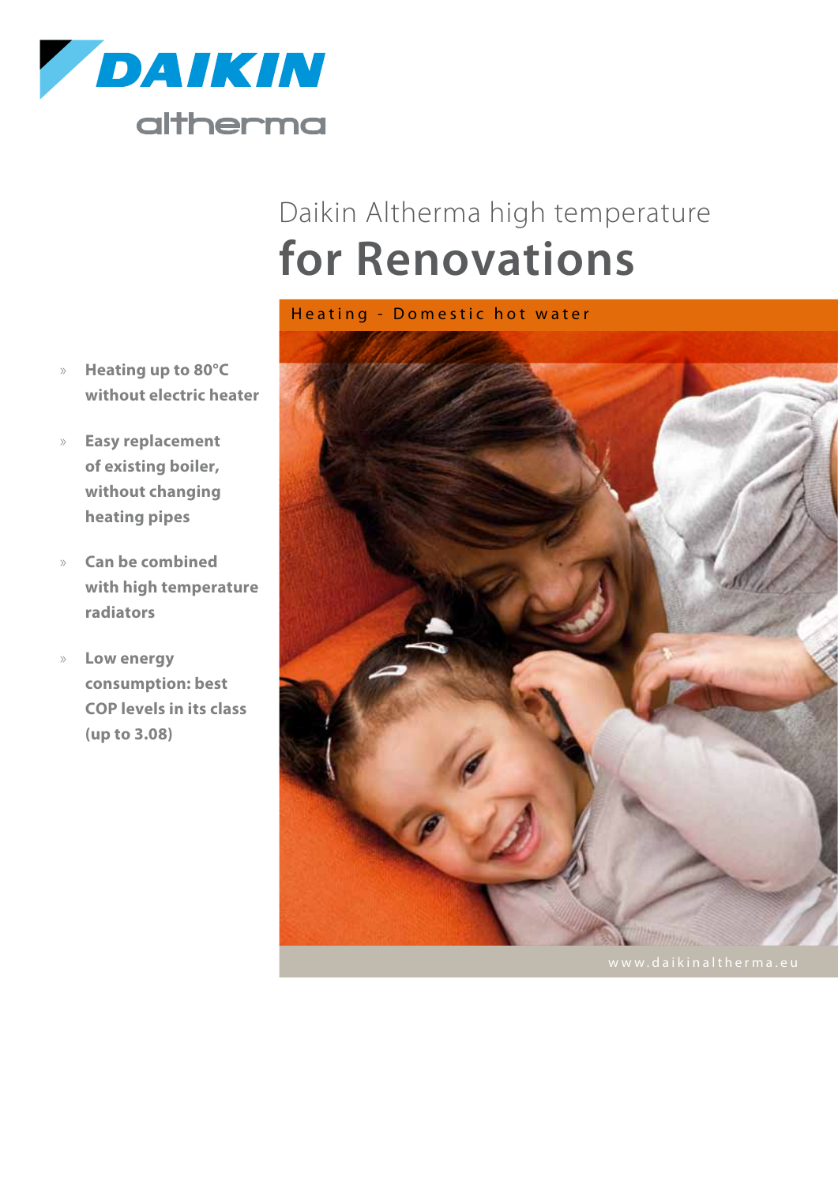DAIKIN

altherma

# Daikin Altherma high temperature

# for Renovations

Heating - Domestic hot water

- **Heating up to 80°C without electric heater**
- **Easy replacement of existing boiler, without changing heating pipes**
- **Can be combined with high temperature radiators**
- **Low energy consumption: best COP levels in its class (up to 3.08)**

www.daikinaltherma.eu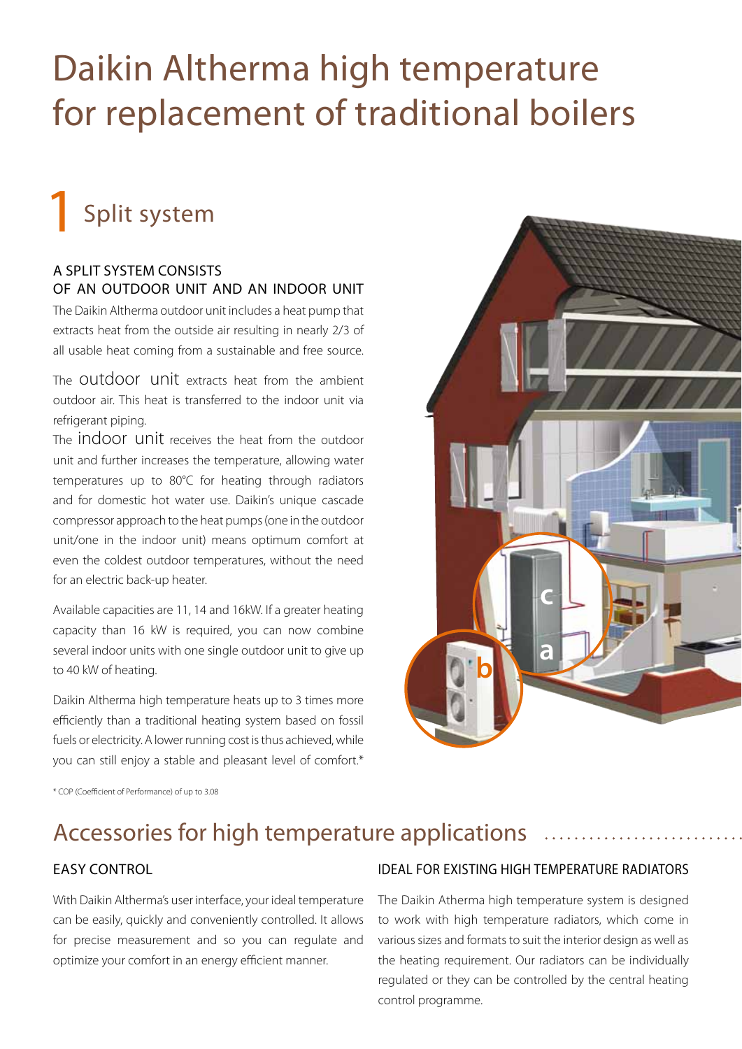# Daikin Altherma high temperature for replacement of traditional boilers

## 1 Split system

### A SPLIT SYSTEM CONSISTS OF AN OUTDOOR UNIT AND AN INDOOR UNIT

The Daikin Altherma outdoor unit includes a heat pump that extracts heat from the outside air resulting in nearly 2/3 of all usable heat coming from a sustainable and free source.

The outdoor unit extracts heat from the ambient outdoor air. This heat is transferred to the indoor unit via refrigerant piping.

The indoor unit receives the heat from the outdoor unit and further increases the temperature, allowing water temperatures up to 80°C for heating through radiators and for domestic hot water use. Daikin's unique cascade compressor approach to the heat pumps (one in the outdoor unit/one in the indoor unit) means optimum comfort at even the coldest outdoor temperatures, without the need for an electric back-up heater.

Available capacities are 11, 14 and 16kW. If a greater heating capacity than 16 kW is required, you can now combine several indoor units with one single outdoor unit to give up to 40 kW of heating.

Daikin Altherma high temperature heats up to 3 times more efficiently than a traditional heating system based on fossil fuels or electricity. A lower running cost is thus achieved, while you can still enjoy a stable and pleasant level of comfort.*

\* COP (Coefficient of Performance) of up to 3.08

## Accessories for high temperature applications

### EASY CONTROL

With Daikin Altherma's user interface, your ideal temperature can be easily, quickly and conveniently controlled. It allows for precise measurement and so you can regulate and optimize your comfort in an energy efficient manner.

### IDEAL FOR EXISTING HIGH TEMPERATURE RADIATORS

The Daikin Atherma high temperature system is designed to work with high temperature radiators, which come in various sizes and formats to suit the interior design as well as the heating requirement. Our radiators can be individually regulated or they can be controlled by the central heating control programme.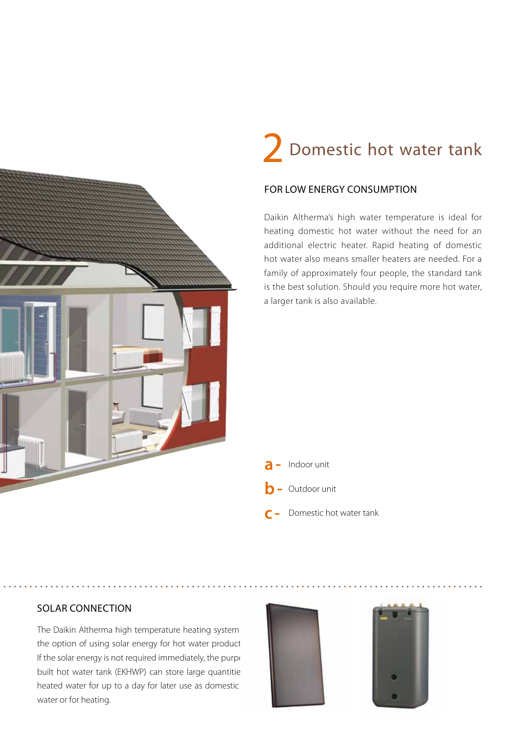# 2 Domestic hot water tank

## FOR LOW ENERGY CONSUMPTION

Daikin Altherma's high water temperature is ideal for heating domestic hot water without the need for an additional electric heater. Rapid heating of domestic hot water also means smaller heaters are needed. For a family of approximately four people, the standard tank is the best solution. Should you require more hot water, a larger tank is also available.

**a -** Indoor unit

**b -** Outdoor unit

**c -** Domestic hot water tank

## SOLAR CONNECTION

The Daikin Altherma high temperature heating system the option of using solar energy for hot water product If the solar energy is not required immediately, the purp built hot water tank (EKHWP) can store large quantitie heated water for up to a day for later use as domestic water or for heating.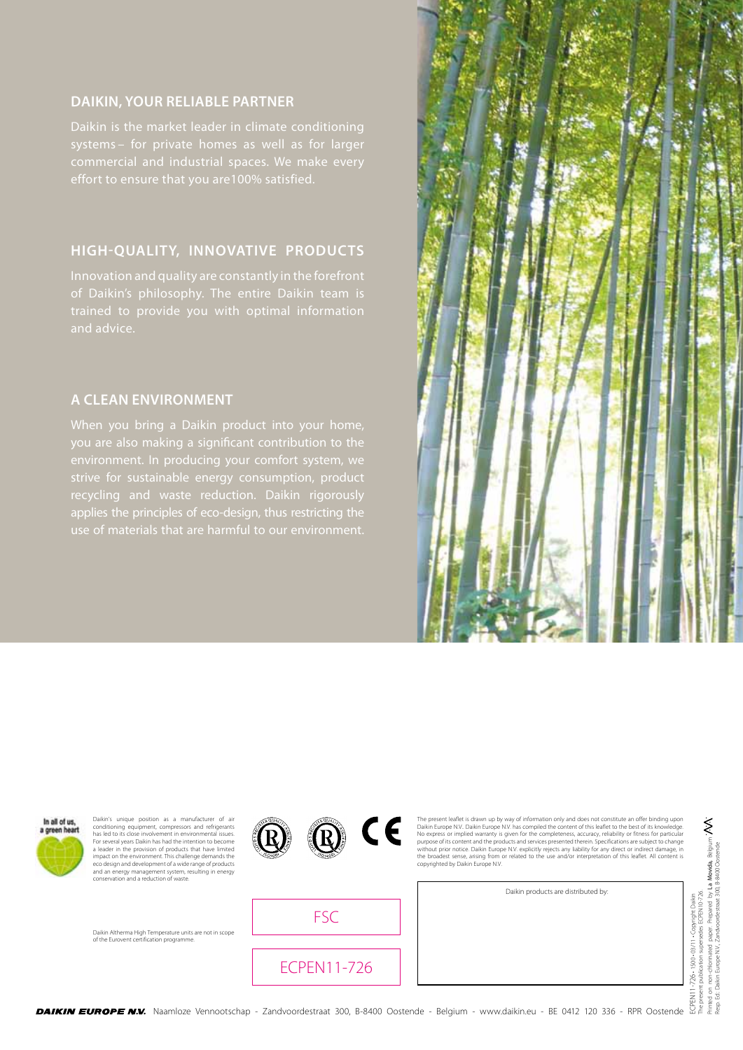## DAIKIN, YOUR RELIABLE PARTNER

Daikin is the market leader in climate conditioning systems – for private homes as well as for larger commercial and industrial spaces. We make every effort to ensure that you are100% satisfied.

## HIGH-QUALITY, INNOVATIVE PRODUCTS

Innovation and quality are constantly in the forefront of Daikin's philosophy. The entire Daikin team is trained to provide you with optimal information and advice.

## A CLEAN ENVIRONMENT

When you bring a Daikin product into your home, you are also making a significant contribution to the environment. In producing your comfort system, we strive for sustainable energy consumption, product recycling and waste reduction. Daikin rigorously applies the principles of eco-design, thus restricting the use of materials that are harmful to our environment.

In all of us, a green heart

Daikin's unique position as a manufacturer of air conditioning equipment, compressors and refrigerants has led to its close involvement in environmental issues. For several years Daikin has had the intention to become a leader in the provision of products that have limited impact on the environment. This challenge demands the eco design and development of a wide range of products and an energy management system, resulting in energy conservation and a reduction of waste.

Daikin Altherma High Temperature units are not in scope of the Eurovent certification programme.

FSC

ECPEN11-726

The present leaflet is drawn up by way of information only and does not constitute an offer binding upon Daikin Europe N.V.. Daikin Europe N.V. has compiled the content of this leaflet to the best of its knowledge. No express or implied warranty is given for the completeness, accuracy, reliability or fitness for particular purpose of its content and the products and services presented therein. Specifications are subject to change without prior notice. Daikin Europe N.V. explicitly rejects any liability for any direct or indirect damage, in the broadest sense, arising from or related to the use and/or interpretation of this leaflet. All content is copyrighted by Daikin Europe N.V.

Daikin products are distributed by:

ECPEN11-726 • 1500 • 03/11 • Copyright Daikin
The present publication supersedes ECPEN10-726.
Printed on non-chlorinated paper. Prepared by La Movida, Belgium
Resp. Ed.: Daikin Europe N.V., Zandvoordestraat 300, B-8400 Oostende

**DAIKIN EUROPE N.V.** Naamloze Vennootschap - Zandvoordestraat 300, B-8400 Oostende - Belgium - www.daikin.eu - BE 0412 120 336 - RPR Oostende